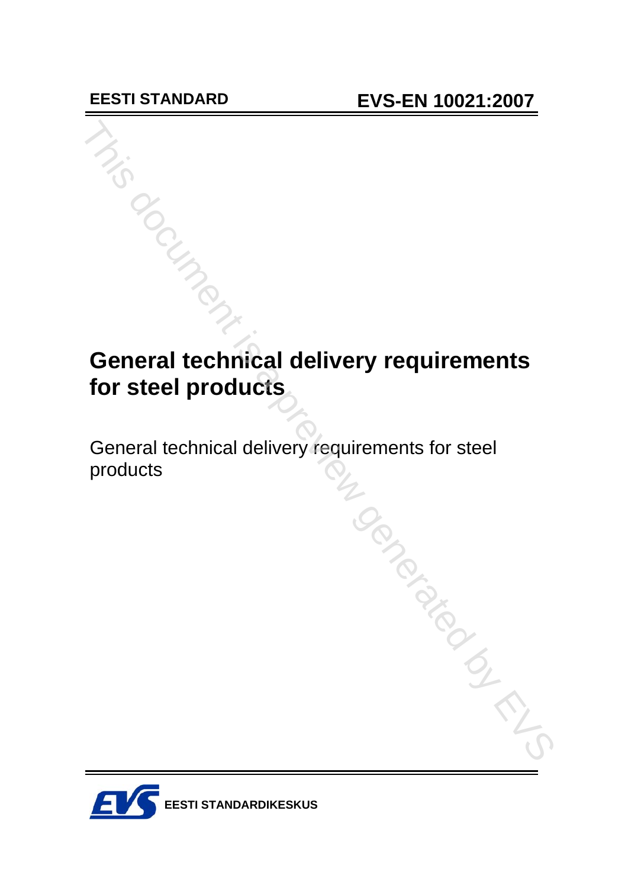**EESTI STANDARD** **EVS-EN 10021:2007**

# General technical delivery requirements for steel products

General technical delivery requirements for steel products

**EESTI STANDARDIKESKUS**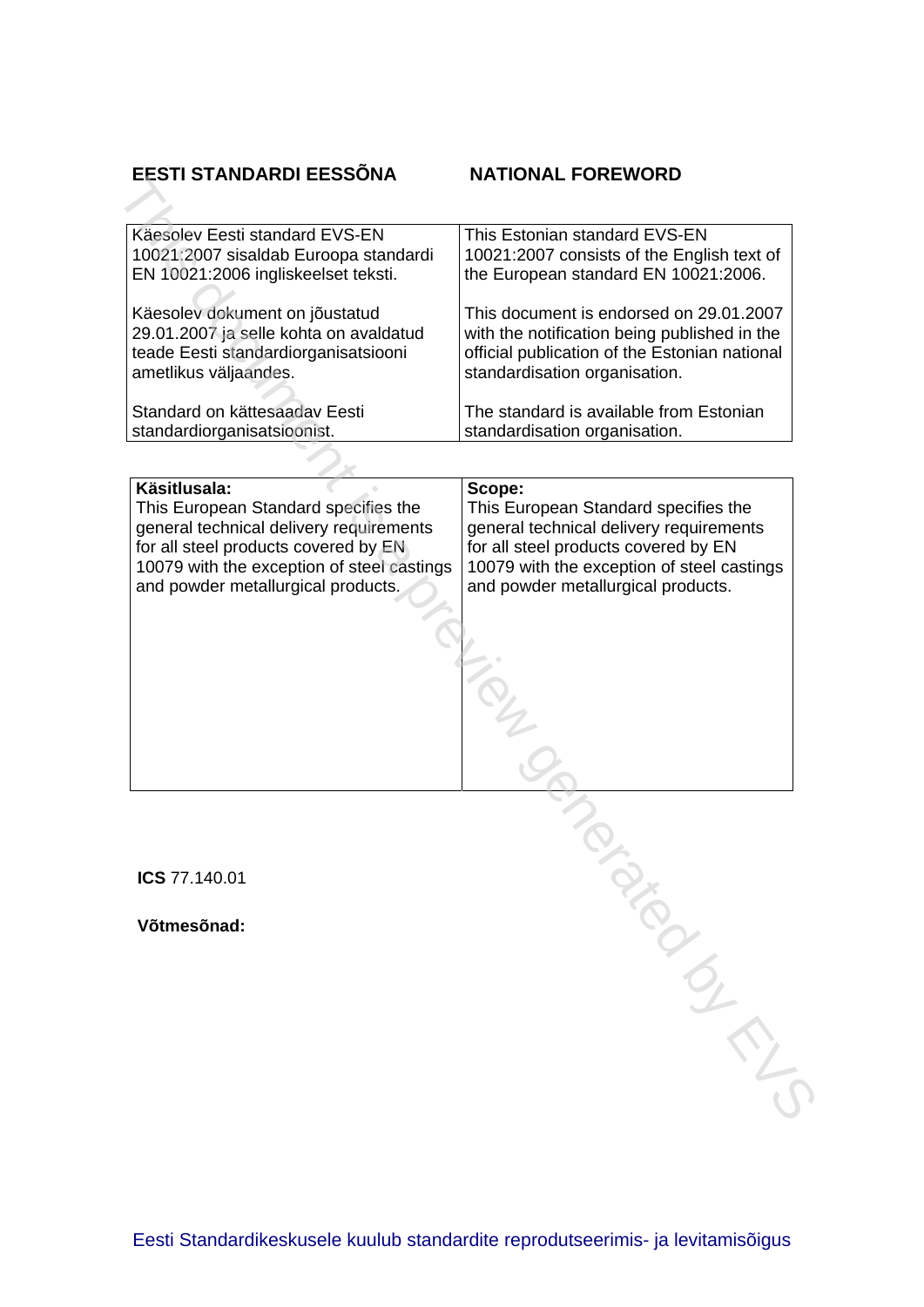| EESTI STANDARDI EESSÕNA | NATIONAL FOREWORD |
|---|---|
| Käesolev Eesti standard EVS-EN 10021:2007 sisaldab Euroopa standardi EN 10021:2006 ingliskeelset teksti. | This Estonian standard EVS-EN 10021:2007 consists of the English text of the European standard EN 10021:2006. |
| Käesolev dokument on jõustatud 29.01.2007 ja selle kohta on avaldatud teade Eesti standardiorganisatsiooni ametlikus väljaandes. | This document is endorsed on 29.01.2007 with the notification being published in the official publication of the Estonian national standardisation organisation. |
| Standard on kättesaadav Eesti standardiorganisatsioonist. | The standard is available from Estonian standardisation organisation. |

| **Käsitlusala:** | **Scope:** |
|---|---|
| This European Standard specifies the general technical delivery requirements for all steel products covered by EN 10079 with the exception of steel castings and powder metallurgical products. | This European Standard specifies the general technical delivery requirements for all steel products covered by EN 10079 with the exception of steel castings and powder metallurgical products. |

**ICS** 77.140.01

**Võtmesõnad:**

Eesti Standardikeskusele kuulub standardite reprodutseerimis- ja levitamisõigus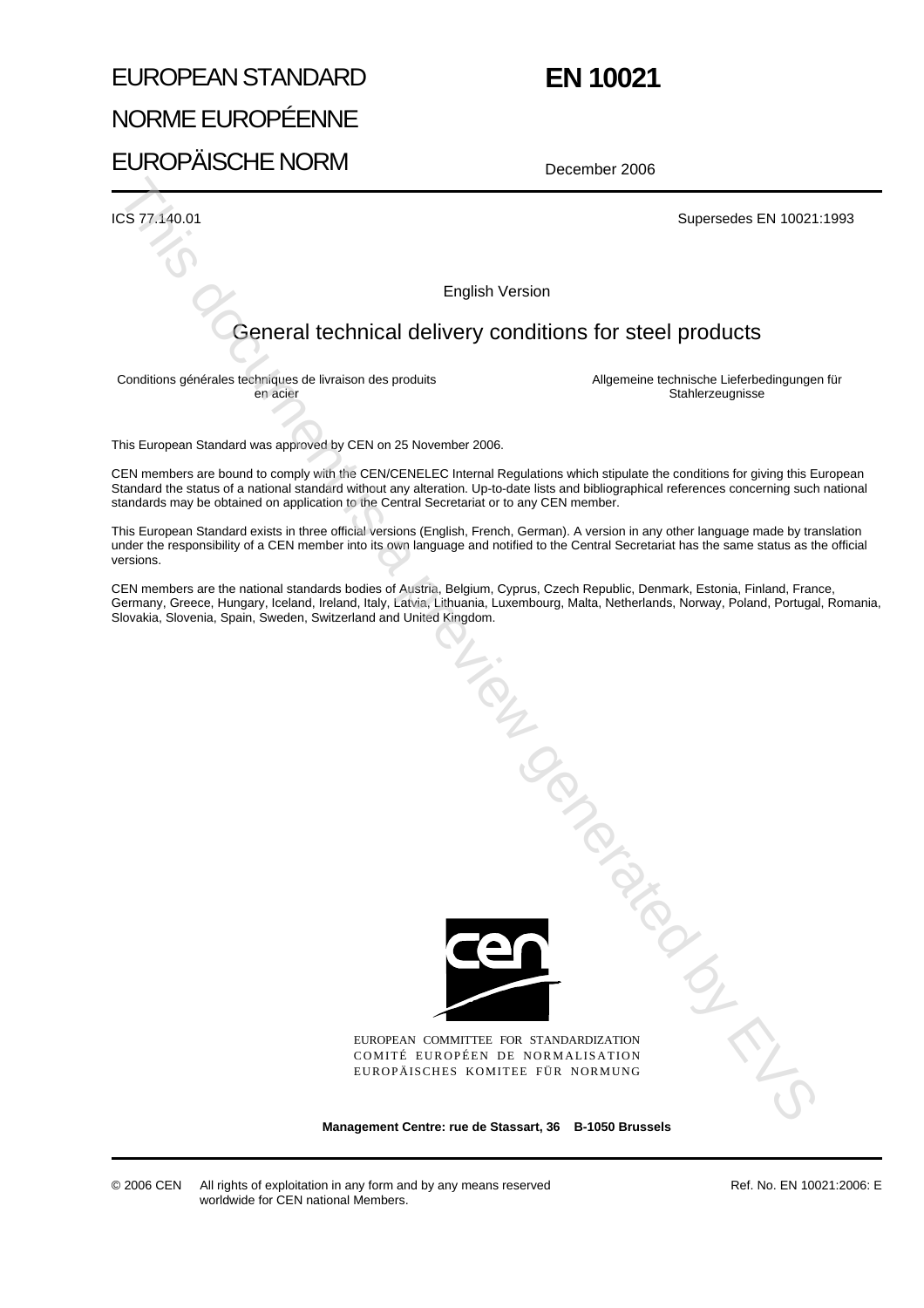EUROPEAN STANDARD

NORME EUROPÉENNE

EUROPÄISCHE NORM

# EN 10021

December 2006

ICS 77.140.01

Supersedes EN 10021:1993

English Version

## General technical delivery conditions for steel products

Conditions générales techniques de livraison des produits en acier

Allgemeine technische Lieferbedingungen für Stahlerzeugnisse

This European Standard was approved by CEN on 25 November 2006.

CEN members are bound to comply with the CEN/CENELEC Internal Regulations which stipulate the conditions for giving this European Standard the status of a national standard without any alteration. Up-to-date lists and bibliographical references concerning such national standards may be obtained on application to the Central Secretariat or to any CEN member.

This European Standard exists in three official versions (English, French, German). A version in any other language made by translation under the responsibility of a CEN member into its own language and notified to the Central Secretariat has the same status as the official versions.

CEN members are the national standards bodies of Austria, Belgium, Cyprus, Czech Republic, Denmark, Estonia, Finland, France, Germany, Greece, Hungary, Iceland, Ireland, Italy, Latvia, Lithuania, Luxembourg, Malta, Netherlands, Norway, Poland, Portugal, Romania, Slovakia, Slovenia, Spain, Sweden, Switzerland and United Kingdom.

EUROPEAN COMMITTEE FOR STANDARDIZATION
COMITÉ EUROPÉEN DE NORMALISATION
EUROPÄISCHES KOMITEE FÜR NORMUNG

**Management Centre: rue de Stassart, 36 B-1050 Brussels**

© 2006 CEN All rights of exploitation in any form and by any means reserved worldwide for CEN national Members.

Ref. No. EN 10021:2006: E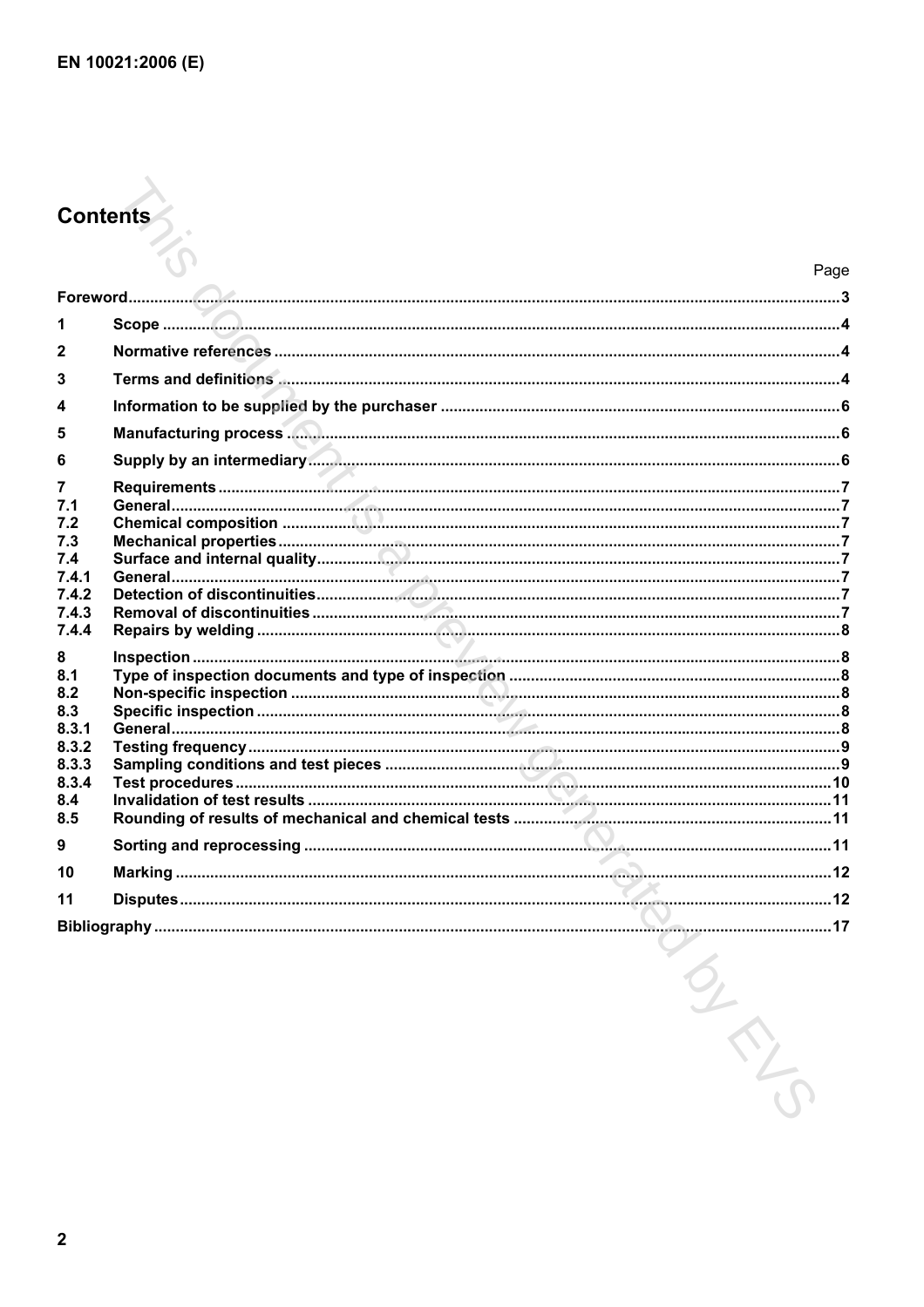# Contents

| | | Page |
|---|---|---|
| Foreword | | 3 |
| 1 | Scope | 4 |
| 2 | Normative references | 4 |
| 3 | Terms and definitions | 4 |
| 4 | Information to be supplied by the purchaser | 6 |
| 5 | Manufacturing process | 6 |
| 6 | Supply by an intermediary | 6 |
| 7 | Requirements | 7 |
| 7.1 | General | 7 |
| 7.2 | Chemical composition | 7 |
| 7.3 | Mechanical properties | 7 |
| 7.4 | Surface and internal quality | 7 |
| 7.4.1 | General | 7 |
| 7.4.2 | Detection of discontinuities | 7 |
| 7.4.3 | Removal of discontinuities | 7 |
| 7.4.4 | Repairs by welding | 8 |
| 8 | Inspection | 8 |
| 8.1 | Type of inspection documents and type of inspection | 8 |
| 8.2 | Non-specific inspection | 8 |
| 8.3 | Specific inspection | 8 |
| 8.3.1 | General | 8 |
| 8.3.2 | Testing frequency | 9 |
| 8.3.3 | Sampling conditions and test pieces | 9 |
| 8.3.4 | Test procedures | 10 |
| 8.4 | Invalidation of test results | 11 |
| 8.5 | Rounding of results of mechanical and chemical tests | 11 |
| 9 | Sorting and reprocessing | 11 |
| 10 | Marking | 12 |
| 11 | Disputes | 12 |
| Bibliography | | 17 |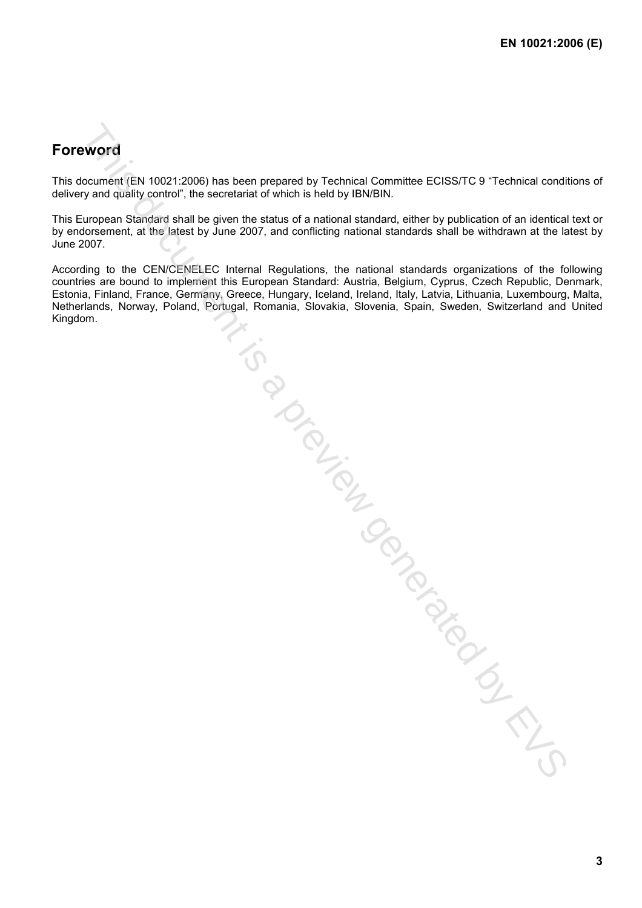# Foreword

This document (EN 10021:2006) has been prepared by Technical Committee ECISS/TC 9 "Technical conditions of delivery and quality control", the secretariat of which is held by IBN/BIN.

This European Standard shall be given the status of a national standard, either by publication of an identical text or by endorsement, at the latest by June 2007, and conflicting national standards shall be withdrawn at the latest by June 2007.

According to the CEN/CENELEC Internal Regulations, the national standards organizations of the following countries are bound to implement this European Standard: Austria, Belgium, Cyprus, Czech Republic, Denmark, Estonia, Finland, France, Germany, Greece, Hungary, Iceland, Ireland, Italy, Latvia, Lithuania, Luxembourg, Malta, Netherlands, Norway, Poland, Portugal, Romania, Slovakia, Slovenia, Spain, Sweden, Switzerland and United Kingdom.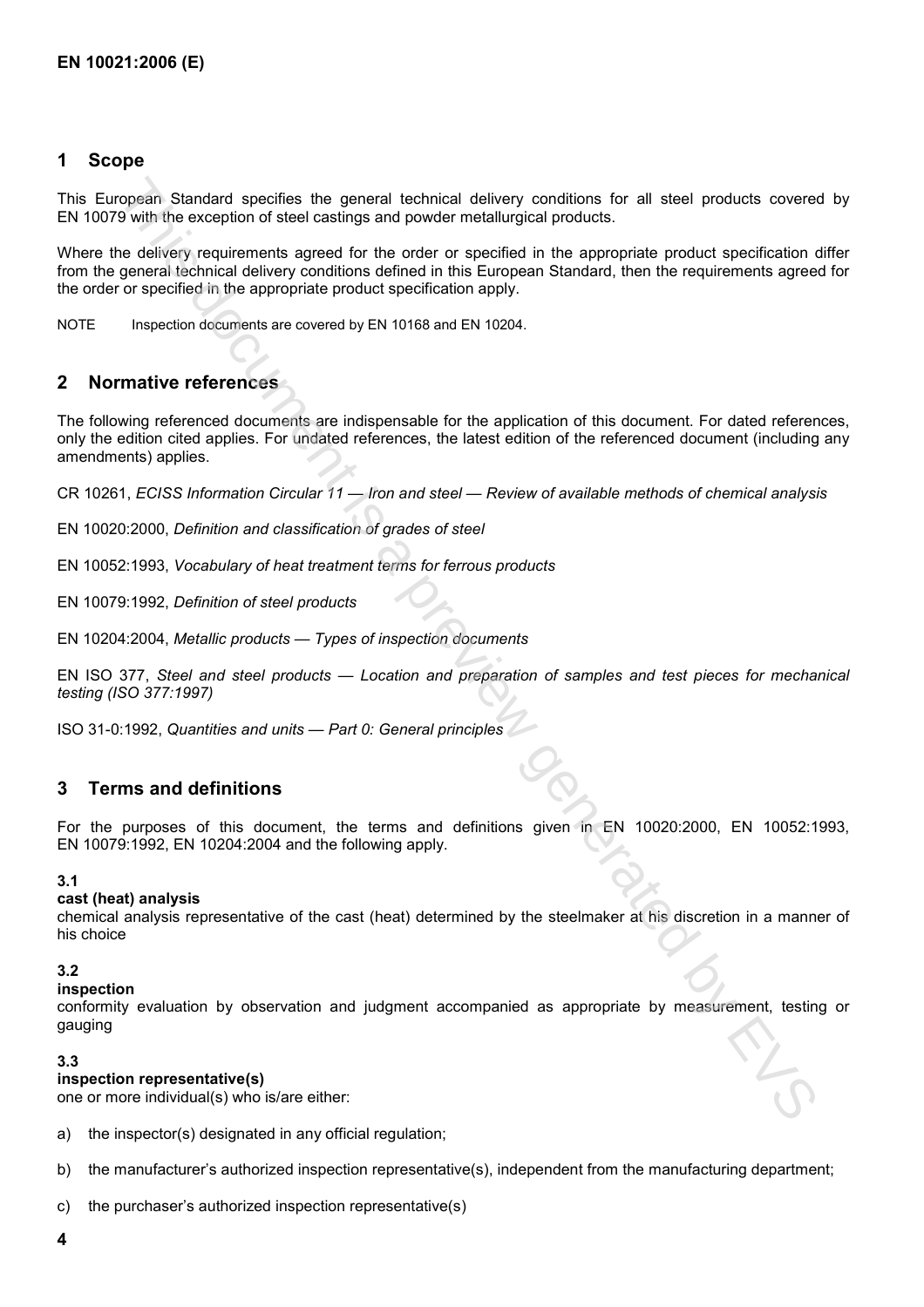## 1 Scope

This European Standard specifies the general technical delivery conditions for all steel products covered by EN 10079 with the exception of steel castings and powder metallurgical products.

Where the delivery requirements agreed for the order or specified in the appropriate product specification differ from the general technical delivery conditions defined in this European Standard, then the requirements agreed for the order or specified in the appropriate product specification apply.

NOTE Inspection documents are covered by EN 10168 and EN 10204.

## 2 Normative references

The following referenced documents are indispensable for the application of this document. For dated references, only the edition cited applies. For undated references, the latest edition of the referenced document (including any amendments) applies.

CR 10261, *ECISS Information Circular 11 — Iron and steel — Review of available methods of chemical analysis*

EN 10020:2000, *Definition and classification of grades of steel*

EN 10052:1993, *Vocabulary of heat treatment terms for ferrous products*

EN 10079:1992, *Definition of steel products*

EN 10204:2004, *Metallic products — Types of inspection documents*

EN ISO 377, *Steel and steel products — Location and preparation of samples and test pieces for mechanical testing (ISO 377:1997)*

ISO 31-0:1992, *Quantities and units — Part 0: General principles*

## 3 Terms and definitions

For the purposes of this document, the terms and definitions given in EN 10020:2000, EN 10052:1993, EN 10079:1992, EN 10204:2004 and the following apply.

**3.1**
**cast (heat) analysis**
chemical analysis representative of the cast (heat) determined by the steelmaker at his discretion in a manner of his choice

**3.2**
**inspection**
conformity evaluation by observation and judgment accompanied as appropriate by measurement, testing or gauging

**3.3**
**inspection representative(s)**
one or more individual(s) who is/are either:

a) the inspector(s) designated in any official regulation;

b) the manufacturer's authorized inspection representative(s), independent from the manufacturing department;

c) the purchaser's authorized inspection representative(s)